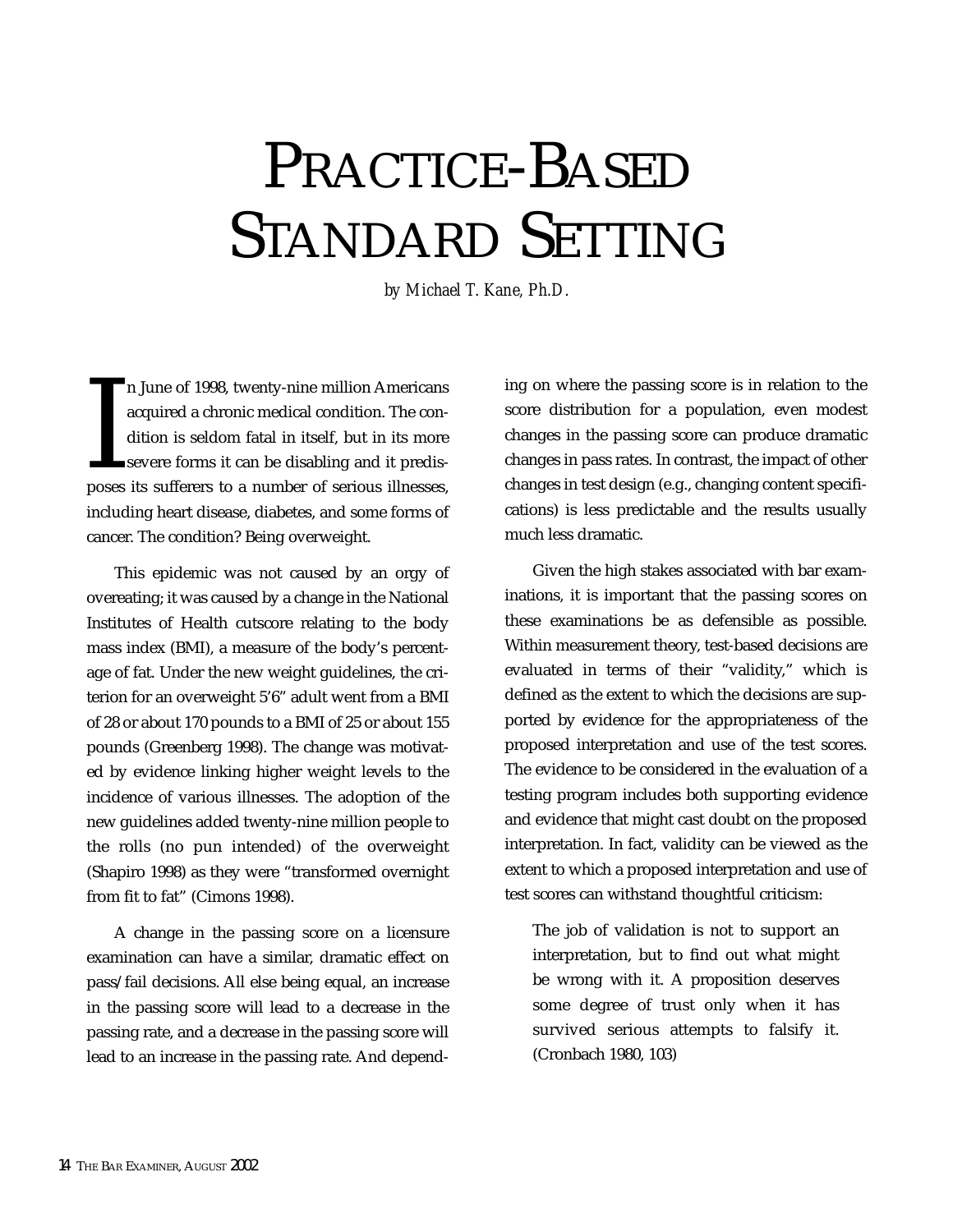# PRACTICE-BASED STANDARD SETTING

*by Michael T. Kane, Ph.D.*

In June of 1998, twenty-nine million Americans acquired a chronic medical condition. The condition is seldom fatal in itself, but in its more severe forms it can be disabling and it predisposes its sufferers to a number of serious illnesses, including heart disease, diabetes, and some forms of cancer. The condition? Being overweight.

This epidemic was not caused by an orgy of overeating; it was caused by a change in the National Institutes of Health cutscore relating to the body mass index (BMI), a measure of the body's percentage of fat. Under the new weight guidelines, the criterion for an overweight 5'6" adult went from a BMI of 28 or about 170 pounds to a BMI of 25 or about 155 pounds (Greenberg 1998). The change was motivated by evidence linking higher weight levels to the incidence of various illnesses. The adoption of the new guidelines added twenty-nine million people to the rolls (no pun intended) of the overweight (Shapiro 1998) as they were "transformed overnight from fit to fat" (Cimons 1998).

A change in the passing score on a licensure examination can have a similar, dramatic effect on pass/fail decisions. All else being equal, an increase in the passing score will lead to a decrease in the passing rate, and a decrease in the passing score will lead to an increase in the passing rate. And depending on where the passing score is in relation to the score distribution for a population, even modest changes in the passing score can produce dramatic changes in pass rates. In contrast, the impact of other changes in test design (e.g., changing content specifications) is less predictable and the results usually much less dramatic.

Given the high stakes associated with bar examinations, it is important that the passing scores on these examinations be as defensible as possible. Within measurement theory, test-based decisions are evaluated in terms of their "validity," which is defined as the extent to which the decisions are supported by evidence for the appropriateness of the proposed interpretation and use of the test scores. The evidence to be considered in the evaluation of a testing program includes both supporting evidence and evidence that might cast doubt on the proposed interpretation. In fact, validity can be viewed as the extent to which a proposed interpretation and use of test scores can withstand thoughtful criticism:

> The job of validation is not to support an interpretation, but to find out what might be wrong with it. A proposition deserves some degree of trust only when it has survived serious attempts to falsify it. (Cronbach 1980, 103)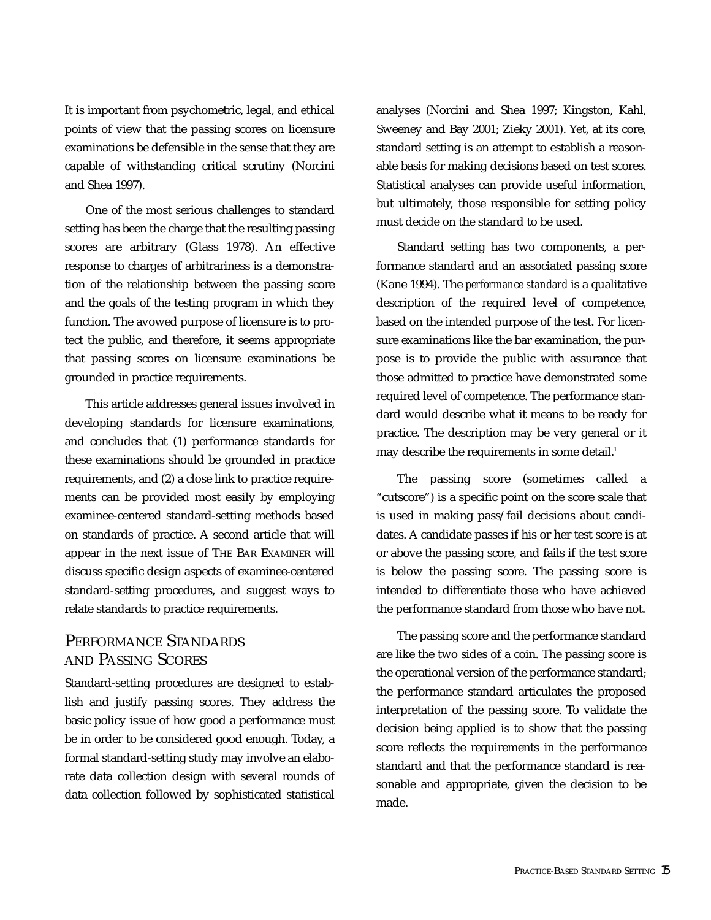It is important from psychometric, legal, and ethical points of view that the passing scores on licensure examinations be defensible in the sense that they are capable of withstanding critical scrutiny (Norcini and Shea 1997).

One of the most serious challenges to standard setting has been the charge that the resulting passing scores are arbitrary (Glass 1978). An effective response to charges of arbitrariness is a demonstration of the relationship between the passing score and the goals of the testing program in which they function. The avowed purpose of licensure is to protect the public, and therefore, it seems appropriate that passing scores on licensure examinations be grounded in practice requirements.

This article addresses general issues involved in developing standards for licensure examinations, and concludes that (1) performance standards for these examinations should be grounded in practice requirements, and (2) a close link to practice requirements can be provided most easily by employing examinee-centered standard-setting methods based on standards of practice. A second article that will appear in the next issue of THE BAR EXAMINER will discuss specific design aspects of examinee-centered standard-setting procedures, and suggest ways to relate standards to practice requirements.

## PERFORMANCE STANDARDS AND PASSING SCORES

Standard-setting procedures are designed to establish and justify passing scores. They address the basic policy issue of how good a performance must be in order to be considered good enough. Today, a formal standard-setting study may involve an elaborate data collection design with several rounds of data collection followed by sophisticated statistical analyses (Norcini and Shea 1997; Kingston, Kahl, Sweeney and Bay 2001; Zieky 2001). Yet, at its core, standard setting is an attempt to establish a reasonable basis for making decisions based on test scores. Statistical analyses can provide useful information, but ultimately, those responsible for setting policy must decide on the standard to be used.

Standard setting has two components, a performance standard and an associated passing score (Kane 1994). The *performance standard* is a qualitative description of the required level of competence, based on the intended purpose of the test. For licensure examinations like the bar examination, the purpose is to provide the public with assurance that those admitted to practice have demonstrated some required level of competence. The performance standard would describe what it means to be ready for practice. The description may be very general or it may describe the requirements in some detail.[1]

The passing score (sometimes called a "cutscore") is a specific point on the score scale that is used in making pass/fail decisions about candidates. A candidate passes if his or her test score is at or above the passing score, and fails if the test score is below the passing score. The passing score is intended to differentiate those who have achieved the performance standard from those who have not.

The passing score and the performance standard are like the two sides of a coin. The passing score is the operational version of the performance standard; the performance standard articulates the proposed interpretation of the passing score. To validate the decision being applied is to show that the passing score reflects the requirements in the performance standard and that the performance standard is reasonable and appropriate, given the decision to be made.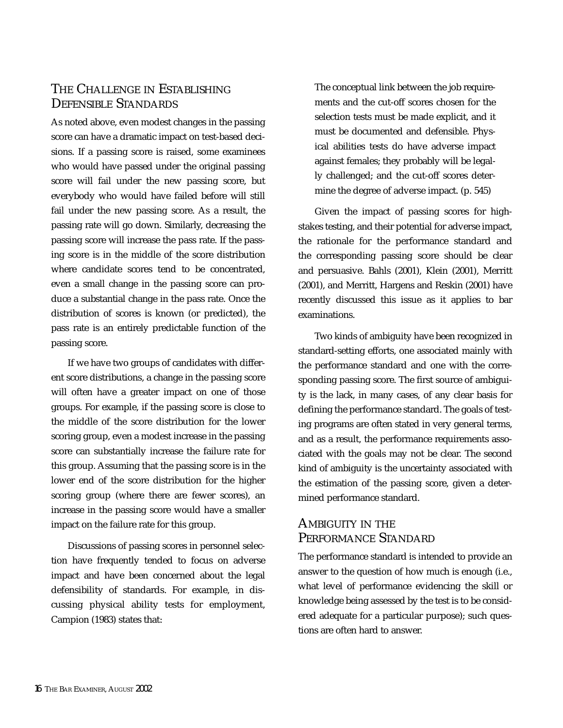## THE CHALLENGE IN ESTABLISHING DEFENSIBLE STANDARDS

As noted above, even modest changes in the passing score can have a dramatic impact on test-based decisions. If a passing score is raised, some examinees who would have passed under the original passing score will fail under the new passing score, but everybody who would have failed before will still fail under the new passing score. As a result, the passing rate will go down. Similarly, decreasing the passing score will increase the pass rate. If the passing score is in the middle of the score distribution where candidate scores tend to be concentrated, even a small change in the passing score can produce a substantial change in the pass rate. Once the distribution of scores is known (or predicted), the pass rate is an entirely predictable function of the passing score.

If we have two groups of candidates with different score distributions, a change in the passing score will often have a greater impact on one of those groups. For example, if the passing score is close to the middle of the score distribution for the lower scoring group, even a modest increase in the passing score can substantially increase the failure rate for this group. Assuming that the passing score is in the lower end of the score distribution for the higher scoring group (where there are fewer scores), an increase in the passing score would have a smaller impact on the failure rate for this group.

Discussions of passing scores in personnel selection have frequently tended to focus on adverse impact and have been concerned about the legal defensibility of standards. For example, in discussing physical ability tests for employment, Campion (1983) states that:

> The conceptual link between the job requirements and the cut-off scores chosen for the selection tests must be made explicit, and it must be documented and defensible. Physical abilities tests do have adverse impact against females; they probably will be legally challenged; and the cut-off scores determine the degree of adverse impact. (p. 545)

Given the impact of passing scores for high-stakes testing, and their potential for adverse impact, the rationale for the performance standard and the corresponding passing score should be clear and persuasive. Bahls (2001), Klein (2001), Merritt (2001), and Merritt, Hargens and Reskin (2001) have recently discussed this issue as it applies to bar examinations.

Two kinds of ambiguity have been recognized in standard-setting efforts, one associated mainly with the performance standard and one with the corresponding passing score. The first source of ambiguity is the lack, in many cases, of any clear basis for defining the performance standard. The goals of testing programs are often stated in very general terms, and as a result, the performance requirements associated with the goals may not be clear. The second kind of ambiguity is the uncertainty associated with the estimation of the passing score, given a determined performance standard.

## AMBIGUITY IN THE PERFORMANCE STANDARD

The performance standard is intended to provide an answer to the question of how much is enough (i.e., what level of performance evidencing the skill or knowledge being assessed by the test is to be considered adequate for a particular purpose); such questions are often hard to answer.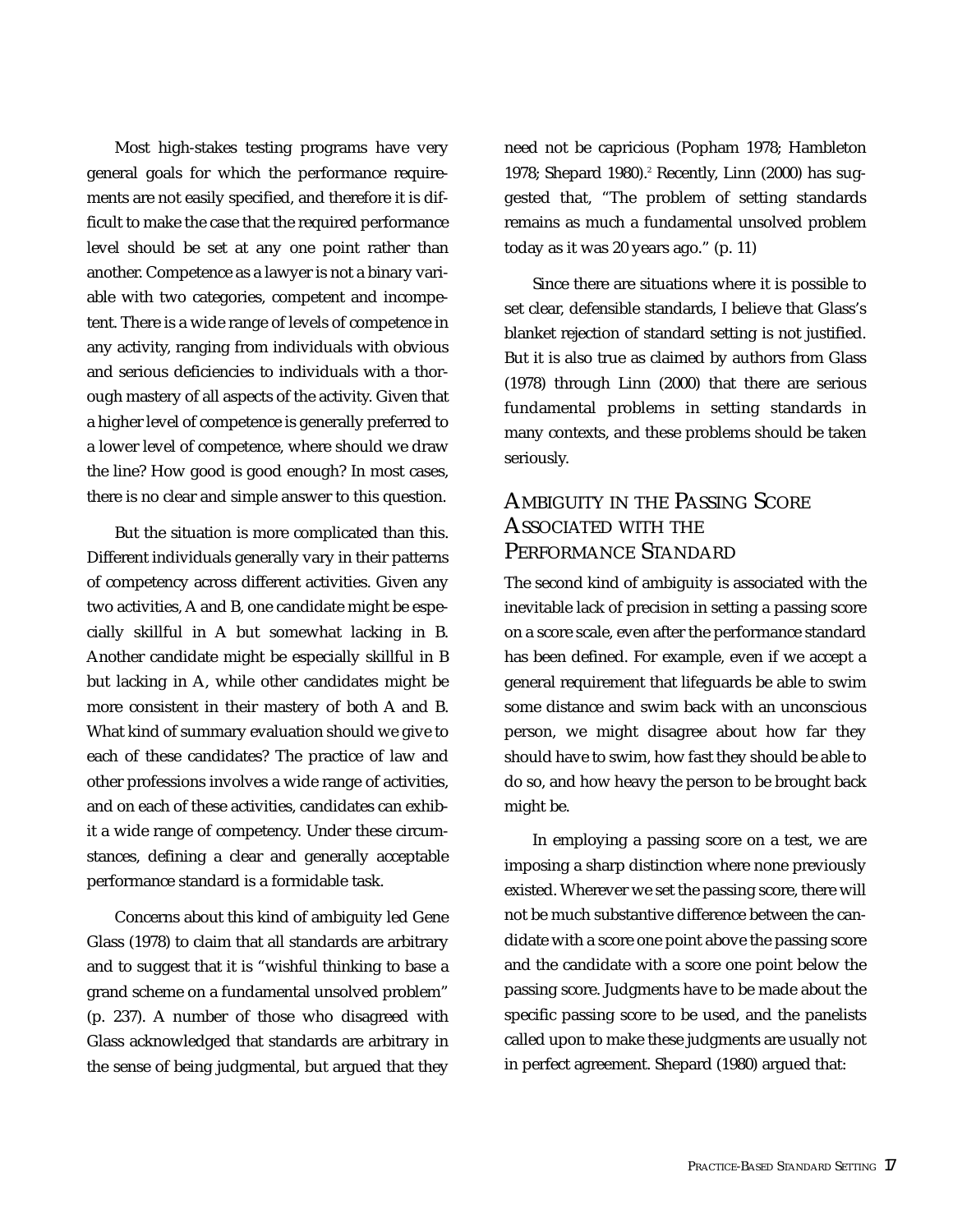Most high-stakes testing programs have very general goals for which the performance requirements are not easily specified, and therefore it is difficult to make the case that the required performance level should be set at any one point rather than another. Competence as a lawyer is not a binary variable with two categories, competent and incompetent. There is a wide range of levels of competence in any activity, ranging from individuals with obvious and serious deficiencies to individuals with a thorough mastery of all aspects of the activity. Given that a higher level of competence is generally preferred to a lower level of competence, where should we draw the line? How good is good enough? In most cases, there is no clear and simple answer to this question.

But the situation is more complicated than this. Different individuals generally vary in their patterns of competency across different activities. Given any two activities, A and B, one candidate might be especially skillful in A but somewhat lacking in B. Another candidate might be especially skillful in B but lacking in A, while other candidates might be more consistent in their mastery of both A and B. What kind of summary evaluation should we give to each of these candidates? The practice of law and other professions involves a wide range of activities, and on each of these activities, candidates can exhibit a wide range of competency. Under these circumstances, defining a clear and generally acceptable performance standard is a formidable task.

Concerns about this kind of ambiguity led Gene Glass (1978) to claim that all standards are arbitrary and to suggest that it is "wishful thinking to base a grand scheme on a fundamental unsolved problem" (p. 237). A number of those who disagreed with Glass acknowledged that standards are arbitrary in the sense of being judgmental, but argued that they need not be capricious (Popham 1978; Hambleton 1978; Shepard 1980).[2] Recently, Linn (2000) has suggested that, "The problem of setting standards remains as much a fundamental unsolved problem today as it was 20 years ago." (p. 11)

Since there are situations where it is possible to set clear, defensible standards, I believe that Glass's blanket rejection of standard setting is not justified. But it is also true as claimed by authors from Glass (1978) through Linn (2000) that there are serious fundamental problems in setting standards in many contexts, and these problems should be taken seriously.

## Ambiguity in the Passing Score Associated with the Performance Standard

The second kind of ambiguity is associated with the inevitable lack of precision in setting a passing score on a score scale, even after the performance standard has been defined. For example, even if we accept a general requirement that lifeguards be able to swim some distance and swim back with an unconscious person, we might disagree about how far they should have to swim, how fast they should be able to do so, and how heavy the person to be brought back might be.

In employing a passing score on a test, we are imposing a sharp distinction where none previously existed. Wherever we set the passing score, there will not be much substantive difference between the candidate with a score one point above the passing score and the candidate with a score one point below the passing score. Judgments have to be made about the specific passing score to be used, and the panelists called upon to make these judgments are usually not in perfect agreement. Shepard (1980) argued that: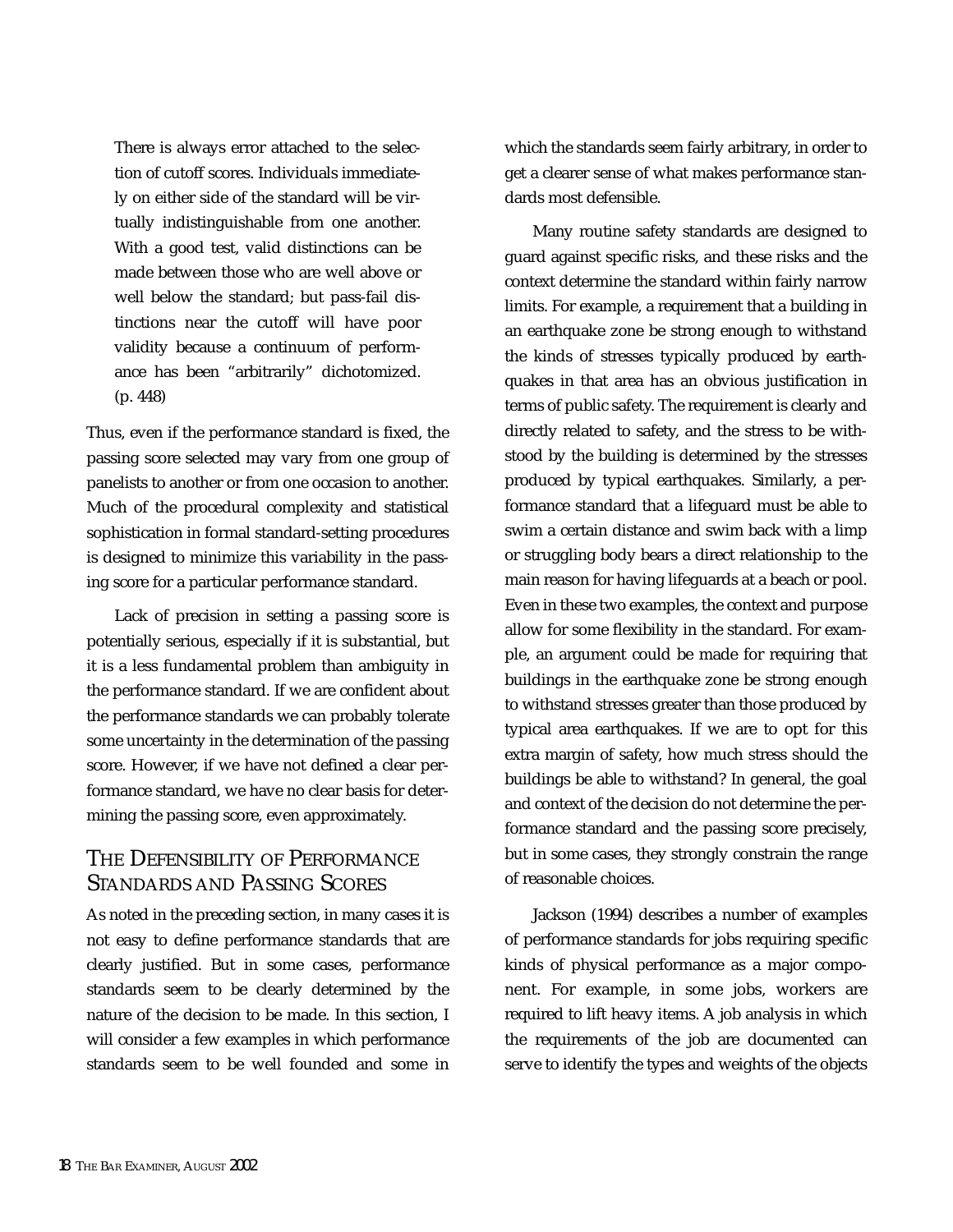> There is always error attached to the selection of cutoff scores. Individuals immediately on either side of the standard will be virtually indistinguishable from one another. With a good test, valid distinctions can be made between those who are well above or well below the standard; but pass-fail distinctions near the cutoff will have poor validity because a continuum of performance has been "arbitrarily" dichotomized. (p. 448)

Thus, even if the performance standard is fixed, the passing score selected may vary from one group of panelists to another or from one occasion to another. Much of the procedural complexity and statistical sophistication in formal standard-setting procedures is designed to minimize this variability in the passing score for a particular performance standard.

Lack of precision in setting a passing score is potentially serious, especially if it is substantial, but it is a less fundamental problem than ambiguity in the performance standard. If we are confident about the performance standards we can probably tolerate some uncertainty in the determination of the passing score. However, if we have not defined a clear performance standard, we have no clear basis for determining the passing score, even approximately.

## THE DEFENSIBILITY OF PERFORMANCE STANDARDS AND PASSING SCORES

As noted in the preceding section, in many cases it is not easy to define performance standards that are clearly justified. But in some cases, performance standards seem to be clearly determined by the nature of the decision to be made. In this section, I will consider a few examples in which performance standards seem to be well founded and some in which the standards seem fairly arbitrary, in order to get a clearer sense of what makes performance standards most defensible.

Many routine safety standards are designed to guard against specific risks, and these risks and the context determine the standard within fairly narrow limits. For example, a requirement that a building in an earthquake zone be strong enough to withstand the kinds of stresses typically produced by earthquakes in that area has an obvious justification in terms of public safety. The requirement is clearly and directly related to safety, and the stress to be withstood by the building is determined by the stresses produced by typical earthquakes. Similarly, a performance standard that a lifeguard must be able to swim a certain distance and swim back with a limp or struggling body bears a direct relationship to the main reason for having lifeguards at a beach or pool. Even in these two examples, the context and purpose allow for some flexibility in the standard. For example, an argument could be made for requiring that buildings in the earthquake zone be strong enough to withstand stresses greater than those produced by typical area earthquakes. If we are to opt for this extra margin of safety, how much stress should the buildings be able to withstand? In general, the goal and context of the decision do not determine the performance standard and the passing score precisely, but in some cases, they strongly constrain the range of reasonable choices.

Jackson (1994) describes a number of examples of performance standards for jobs requiring specific kinds of physical performance as a major component. For example, in some jobs, workers are required to lift heavy items. A job analysis in which the requirements of the job are documented can serve to identify the types and weights of the objects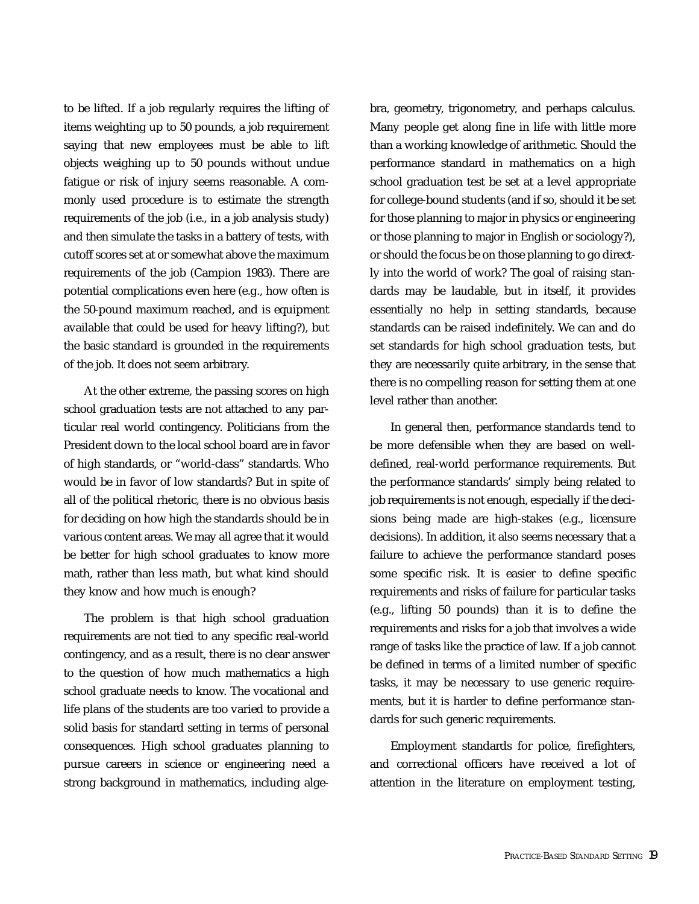to be lifted. If a job regularly requires the lifting of items weighting up to 50 pounds, a job requirement saying that new employees must be able to lift objects weighing up to 50 pounds without undue fatigue or risk of injury seems reasonable. A commonly used procedure is to estimate the strength requirements of the job (i.e., in a job analysis study) and then simulate the tasks in a battery of tests, with cutoff scores set at or somewhat above the maximum requirements of the job (Campion 1983). There are potential complications even here (e.g., how often is the 50-pound maximum reached, and is equipment available that could be used for heavy lifting?), but the basic standard is grounded in the requirements of the job. It does not seem arbitrary.

At the other extreme, the passing scores on high school graduation tests are not attached to any particular real world contingency. Politicians from the President down to the local school board are in favor of high standards, or "world-class" standards. Who would be in favor of low standards? But in spite of all of the political rhetoric, there is no obvious basis for deciding on how high the standards should be in various content areas. We may all agree that it would be better for high school graduates to know more math, rather than less math, but what kind should they know and how much is enough?

The problem is that high school graduation requirements are not tied to any specific real-world contingency, and as a result, there is no clear answer to the question of how much mathematics a high school graduate needs to know. The vocational and life plans of the students are too varied to provide a solid basis for standard setting in terms of personal consequences. High school graduates planning to pursue careers in science or engineering need a strong background in mathematics, including algebra, geometry, trigonometry, and perhaps calculus. Many people get along fine in life with little more than a working knowledge of arithmetic. Should the performance standard in mathematics on a high school graduation test be set at a level appropriate for college-bound students (and if so, should it be set for those planning to major in physics or engineering or those planning to major in English or sociology?), or should the focus be on those planning to go directly into the world of work? The goal of raising standards may be laudable, but in itself, it provides essentially no help in setting standards, because standards can be raised indefinitely. We can and do set standards for high school graduation tests, but they are necessarily quite arbitrary, in the sense that there is no compelling reason for setting them at one level rather than another.

In general then, performance standards tend to be more defensible when they are based on well-defined, real-world performance requirements. But the performance standards' simply being related to job requirements is not enough, especially if the decisions being made are high-stakes (e.g., licensure decisions). In addition, it also seems necessary that a failure to achieve the performance standard poses some specific risk. It is easier to define specific requirements and risks of failure for particular tasks (e.g., lifting 50 pounds) than it is to define the requirements and risks for a job that involves a wide range of tasks like the practice of law. If a job cannot be defined in terms of a limited number of specific tasks, it may be necessary to use generic requirements, but it is harder to define performance standards for such generic requirements.

Employment standards for police, firefighters, and correctional officers have received a lot of attention in the literature on employment testing,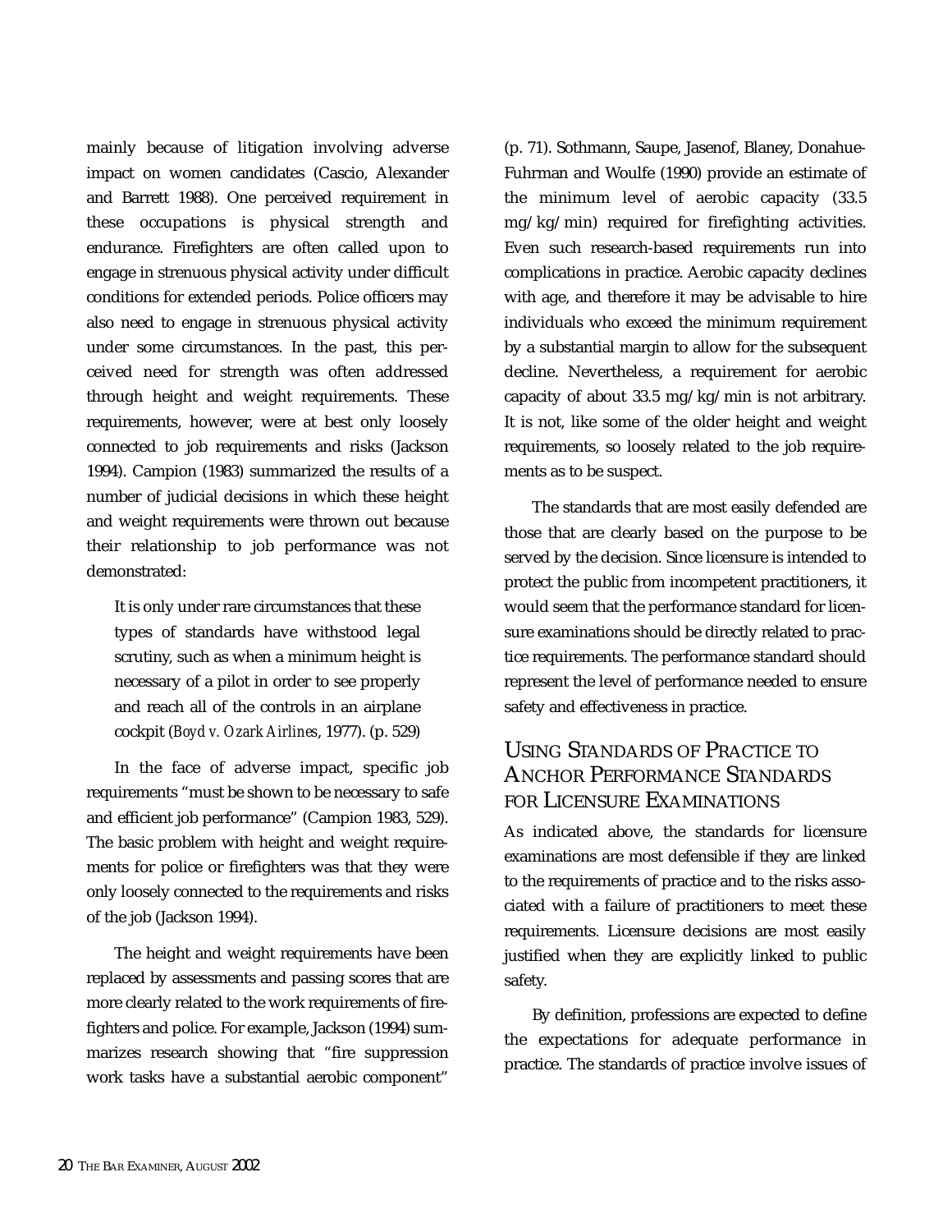mainly because of litigation involving adverse impact on women candidates (Cascio, Alexander and Barrett 1988). One perceived requirement in these occupations is physical strength and endurance. Firefighters are often called upon to engage in strenuous physical activity under difficult conditions for extended periods. Police officers may also need to engage in strenuous physical activity under some circumstances. In the past, this perceived need for strength was often addressed through height and weight requirements. These requirements, however, were at best only loosely connected to job requirements and risks (Jackson 1994). Campion (1983) summarized the results of a number of judicial decisions in which these height and weight requirements were thrown out because their relationship to job performance was not demonstrated:

> It is only under rare circumstances that these types of standards have withstood legal scrutiny, such as when a minimum height is necessary of a pilot in order to see properly and reach all of the controls in an airplane cockpit (*Boyd v. Ozark Airlines*, 1977). (p. 529)

In the face of adverse impact, specific job requirements "must be shown to be necessary to safe and efficient job performance" (Campion 1983, 529). The basic problem with height and weight requirements for police or firefighters was that they were only loosely connected to the requirements and risks of the job (Jackson 1994).

The height and weight requirements have been replaced by assessments and passing scores that are more clearly related to the work requirements of firefighters and police. For example, Jackson (1994) summarizes research showing that "fire suppression work tasks have a substantial aerobic component" (p. 71). Sothmann, Saupe, Jasenof, Blaney, Donahue-Fuhrman and Woulfe (1990) provide an estimate of the minimum level of aerobic capacity (33.5 mg/kg/min) required for firefighting activities. Even such research-based requirements run into complications in practice. Aerobic capacity declines with age, and therefore it may be advisable to hire individuals who exceed the minimum requirement by a substantial margin to allow for the subsequent decline. Nevertheless, a requirement for aerobic capacity of about 33.5 mg/kg/min is not arbitrary. It is not, like some of the older height and weight requirements, so loosely related to the job requirements as to be suspect.

The standards that are most easily defended are those that are clearly based on the purpose to be served by the decision. Since licensure is intended to protect the public from incompetent practitioners, it would seem that the performance standard for licensure examinations should be directly related to practice requirements. The performance standard should represent the level of performance needed to ensure safety and effectiveness in practice.

## Using Standards of Practice to Anchor Performance Standards for Licensure Examinations

As indicated above, the standards for licensure examinations are most defensible if they are linked to the requirements of practice and to the risks associated with a failure of practitioners to meet these requirements. Licensure decisions are most easily justified when they are explicitly linked to public safety.

By definition, professions are expected to define the expectations for adequate performance in practice. The standards of practice involve issues of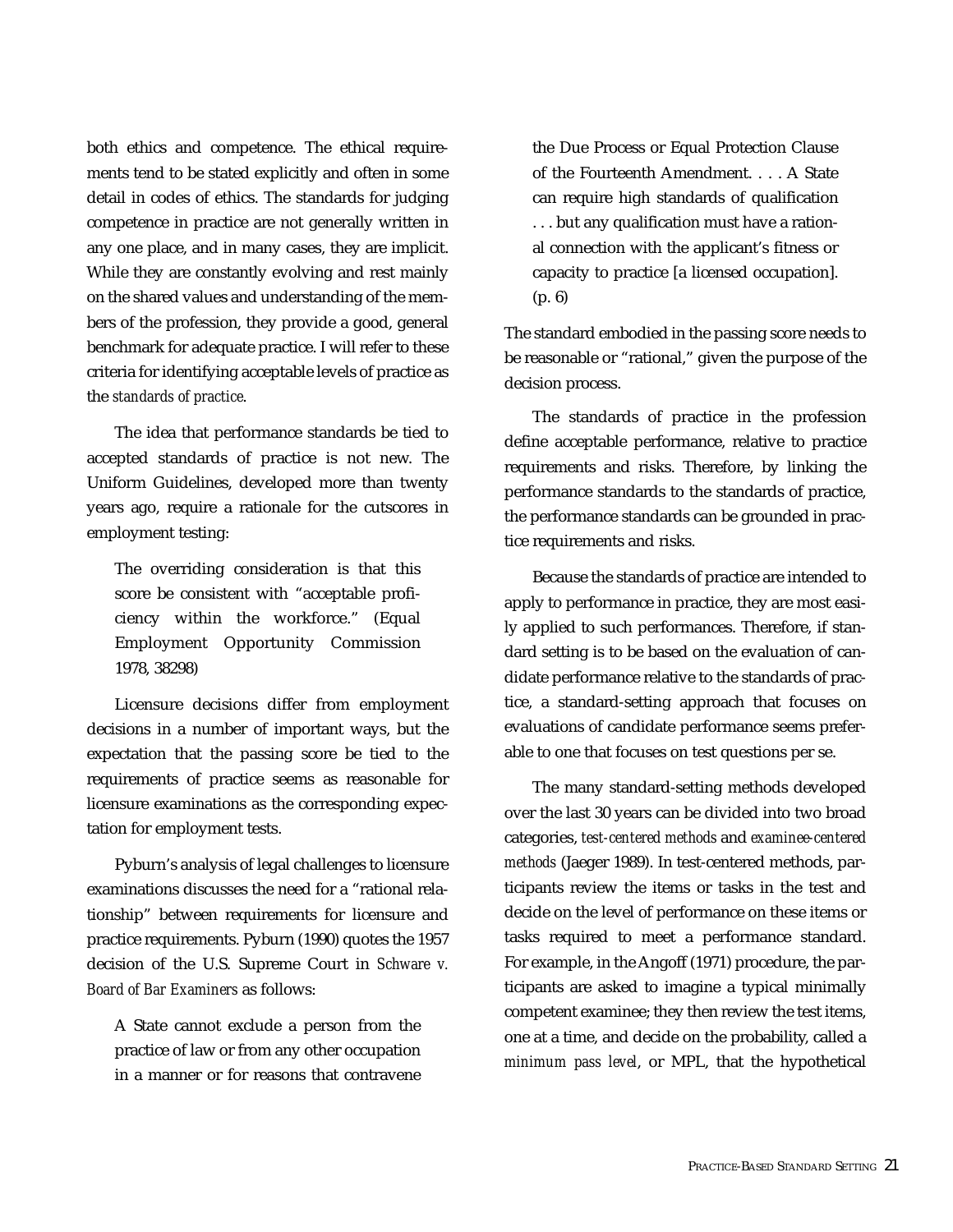both ethics and competence. The ethical requirements tend to be stated explicitly and often in some detail in codes of ethics. The standards for judging competence in practice are not generally written in any one place, and in many cases, they are implicit. While they are constantly evolving and rest mainly on the shared values and understanding of the members of the profession, they provide a good, general benchmark for adequate practice. I will refer to these criteria for identifying acceptable levels of practice as the *standards of practice*.

The idea that performance standards be tied to accepted standards of practice is not new. The Uniform Guidelines, developed more than twenty years ago, require a rationale for the cutscores in employment testing:

> The overriding consideration is that this score be consistent with "acceptable proficiency within the workforce." (Equal Employment Opportunity Commission 1978, 38298)

Licensure decisions differ from employment decisions in a number of important ways, but the expectation that the passing score be tied to the requirements of practice seems as reasonable for licensure examinations as the corresponding expectation for employment tests.

Pyburn's analysis of legal challenges to licensure examinations discusses the need for a "rational relationship" between requirements for licensure and practice requirements. Pyburn (1990) quotes the 1957 decision of the U.S. Supreme Court in *Schware v. Board of Bar Examiners* as follows:

> A State cannot exclude a person from the practice of law or from any other occupation in a manner or for reasons that contravene the Due Process or Equal Protection Clause of the Fourteenth Amendment. . . . A State can require high standards of qualification . . . but any qualification must have a rational connection with the applicant's fitness or capacity to practice [a licensed occupation]. (p. 6)

The standard embodied in the passing score needs to be reasonable or "rational," given the purpose of the decision process.

The standards of practice in the profession define acceptable performance, relative to practice requirements and risks. Therefore, by linking the performance standards to the standards of practice, the performance standards can be grounded in practice requirements and risks.

Because the standards of practice are intended to apply to performance in practice, they are most easily applied to such performances. Therefore, if standard setting is to be based on the evaluation of candidate performance relative to the standards of practice, a standard-setting approach that focuses on evaluations of candidate performance seems preferable to one that focuses on test questions per se.

The many standard-setting methods developed over the last 30 years can be divided into two broad categories, *test-centered methods* and *examinee-centered methods* (Jaeger 1989). In test-centered methods, participants review the items or tasks in the test and decide on the level of performance on these items or tasks required to meet a performance standard. For example, in the Angoff (1971) procedure, the participants are asked to imagine a typical minimally competent examinee; they then review the test items, one at a time, and decide on the probability, called a *minimum pass level*, or MPL, that the hypothetical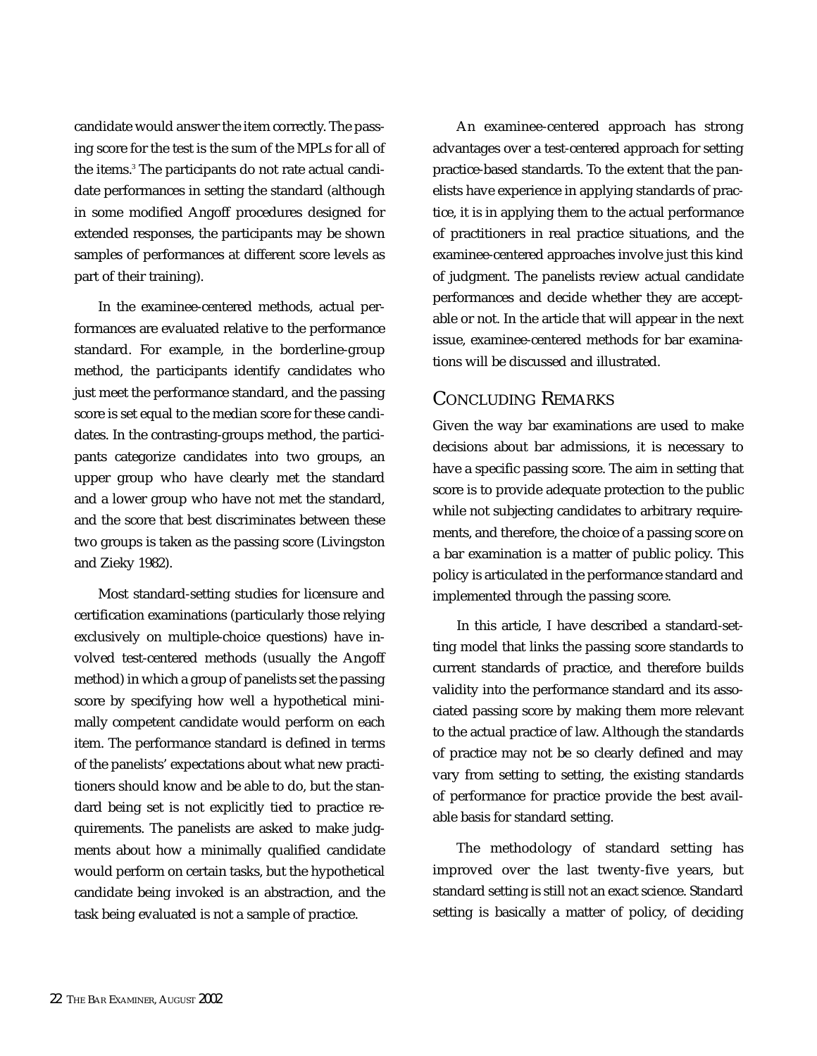candidate would answer the item correctly. The passing score for the test is the sum of the MPLs for all of the items.[3] The participants do not rate actual candidate performances in setting the standard (although in some modified Angoff procedures designed for extended responses, the participants may be shown samples of performances at different score levels as part of their training).

In the examinee-centered methods, actual performances are evaluated relative to the performance standard. For example, in the borderline-group method, the participants identify candidates who just meet the performance standard, and the passing score is set equal to the median score for these candidates. In the contrasting-groups method, the participants categorize candidates into two groups, an upper group who have clearly met the standard and a lower group who have not met the standard, and the score that best discriminates between these two groups is taken as the passing score (Livingston and Zieky 1982).

Most standard-setting studies for licensure and certification examinations (particularly those relying exclusively on multiple-choice questions) have involved test-centered methods (usually the Angoff method) in which a group of panelists set the passing score by specifying how well a hypothetical minimally competent candidate would perform on each item. The performance standard is defined in terms of the panelists' expectations about what new practitioners should know and be able to do, but the standard being set is not explicitly tied to practice requirements. The panelists are asked to make judgments about how a minimally qualified candidate would perform on certain tasks, but the hypothetical candidate being invoked is an abstraction, and the task being evaluated is not a sample of practice.

An examinee-centered approach has strong advantages over a test-centered approach for setting practice-based standards. To the extent that the panelists have experience in applying standards of practice, it is in applying them to the actual performance of practitioners in real practice situations, and the examinee-centered approaches involve just this kind of judgment. The panelists review actual candidate performances and decide whether they are acceptable or not. In the article that will appear in the next issue, examinee-centered methods for bar examinations will be discussed and illustrated.

## Concluding Remarks

Given the way bar examinations are used to make decisions about bar admissions, it is necessary to have a specific passing score. The aim in setting that score is to provide adequate protection to the public while not subjecting candidates to arbitrary requirements, and therefore, the choice of a passing score on a bar examination is a matter of public policy. This policy is articulated in the performance standard and implemented through the passing score.

In this article, I have described a standard-setting model that links the passing score standards to current standards of practice, and therefore builds validity into the performance standard and its associated passing score by making them more relevant to the actual practice of law. Although the standards of practice may not be so clearly defined and may vary from setting to setting, the existing standards of performance for practice provide the best available basis for standard setting.

The methodology of standard setting has improved over the last twenty-five years, but standard setting is still not an exact science. Standard setting is basically a matter of policy, of deciding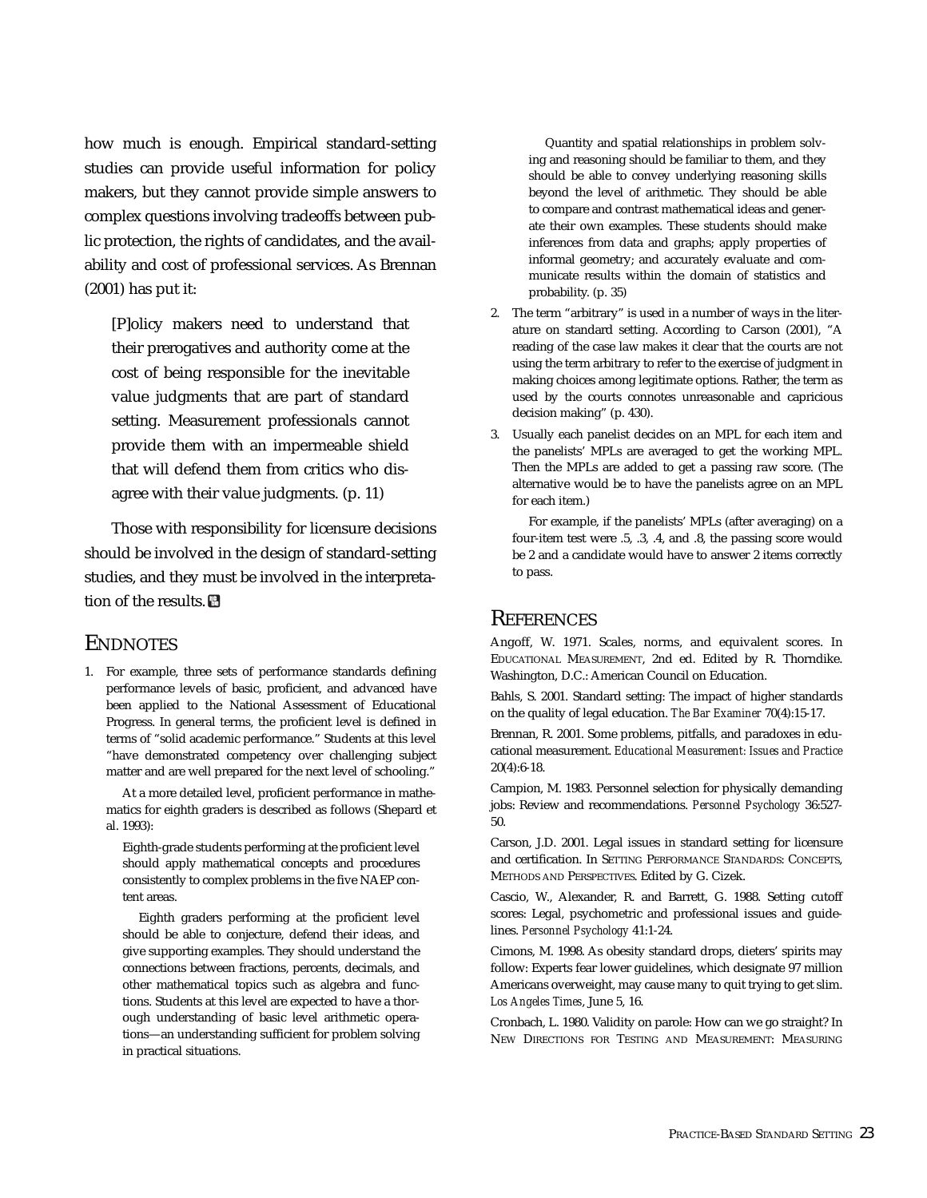how much is enough. Empirical standard-setting studies can provide useful information for policy makers, but they cannot provide simple answers to complex questions involving tradeoffs between public protection, the rights of candidates, and the availability and cost of professional services. As Brennan (2001) has put it:

> [P]olicy makers need to understand that their prerogatives and authority come at the cost of being responsible for the inevitable value judgments that are part of standard setting. Measurement professionals cannot provide them with an impermeable shield that will defend them from critics who disagree with their value judgments. (p. 11)

Those with responsibility for licensure decisions should be involved in the design of standard-setting studies, and they must be involved in the interpretation of the results.

## ENDNOTES

1. For example, three sets of performance standards defining performance levels of basic, proficient, and advanced have been applied to the National Assessment of Educational Progress. In general terms, the proficient level is defined in terms of "solid academic performance." Students at this level "have demonstrated competency over challenging subject matter and are well prepared for the next level of schooling."

   At a more detailed level, proficient performance in mathematics for eighth graders is described as follows (Shepard et al. 1993):

   > Eighth-grade students performing at the proficient level should apply mathematical concepts and procedures consistently to complex problems in the five NAEP content areas.
   >
   > Eighth graders performing at the proficient level should be able to conjecture, defend their ideas, and give supporting examples. They should understand the connections between fractions, percents, decimals, and other mathematical topics such as algebra and functions. Students at this level are expected to have a thorough understanding of basic level arithmetic operations—an understanding sufficient for problem solving in practical situations.
   >
   > Quantity and spatial relationships in problem solving and reasoning should be familiar to them, and they should be able to convey underlying reasoning skills beyond the level of arithmetic. They should be able to compare and contrast mathematical ideas and generate their own examples. These students should make inferences from data and graphs; apply properties of informal geometry; and accurately evaluate and communicate results within the domain of statistics and probability. (p. 35)

2. The term "arbitrary" is used in a number of ways in the literature on standard setting. According to Carson (2001), "A reading of the case law makes it clear that the courts are not using the term arbitrary to refer to the exercise of judgment in making choices among legitimate options. Rather, the term as used by the courts connotes unreasonable and capricious decision making" (p. 430).

3. Usually each panelist decides on an MPL for each item and the panelists' MPLs are averaged to get the working MPL. Then the MPLs are added to get a passing raw score. (The alternative would be to have the panelists agree on an MPL for each item.)

   For example, if the panelists' MPLs (after averaging) on a four-item test were .5, .3, .4, and .8, the passing score would be 2 and a candidate would have to answer 2 items correctly to pass.

## REFERENCES

Angoff, W. 1971. Scales, norms, and equivalent scores. In EDUCATIONAL MEASUREMENT, 2nd ed. Edited by R. Thorndike. Washington, D.C.: American Council on Education.

Bahls, S. 2001. Standard setting: The impact of higher standards on the quality of legal education. *The Bar Examiner* 70(4):15-17.

Brennan, R. 2001. Some problems, pitfalls, and paradoxes in educational measurement. *Educational Measurement: Issues and Practice* 20(4):6-18.

Campion, M. 1983. Personnel selection for physically demanding jobs: Review and recommendations. *Personnel Psychology* 36:527-50.

Carson, J.D. 2001. Legal issues in standard setting for licensure and certification. In SETTING PERFORMANCE STANDARDS: CONCEPTS, METHODS AND PERSPECTIVES. Edited by G. Cizek.

Cascio, W., Alexander, R. and Barrett, G. 1988. Setting cutoff scores: Legal, psychometric and professional issues and guidelines. *Personnel Psychology* 41:1-24.

Cimons, M. 1998. As obesity standard drops, dieters' spirits may follow: Experts fear lower guidelines, which designate 97 million Americans overweight, may cause many to quit trying to get slim. *Los Angeles Times*, June 5, 16.

Cronbach, L. 1980. Validity on parole: How can we go straight? In NEW DIRECTIONS FOR TESTING AND MEASUREMENT: MEASURING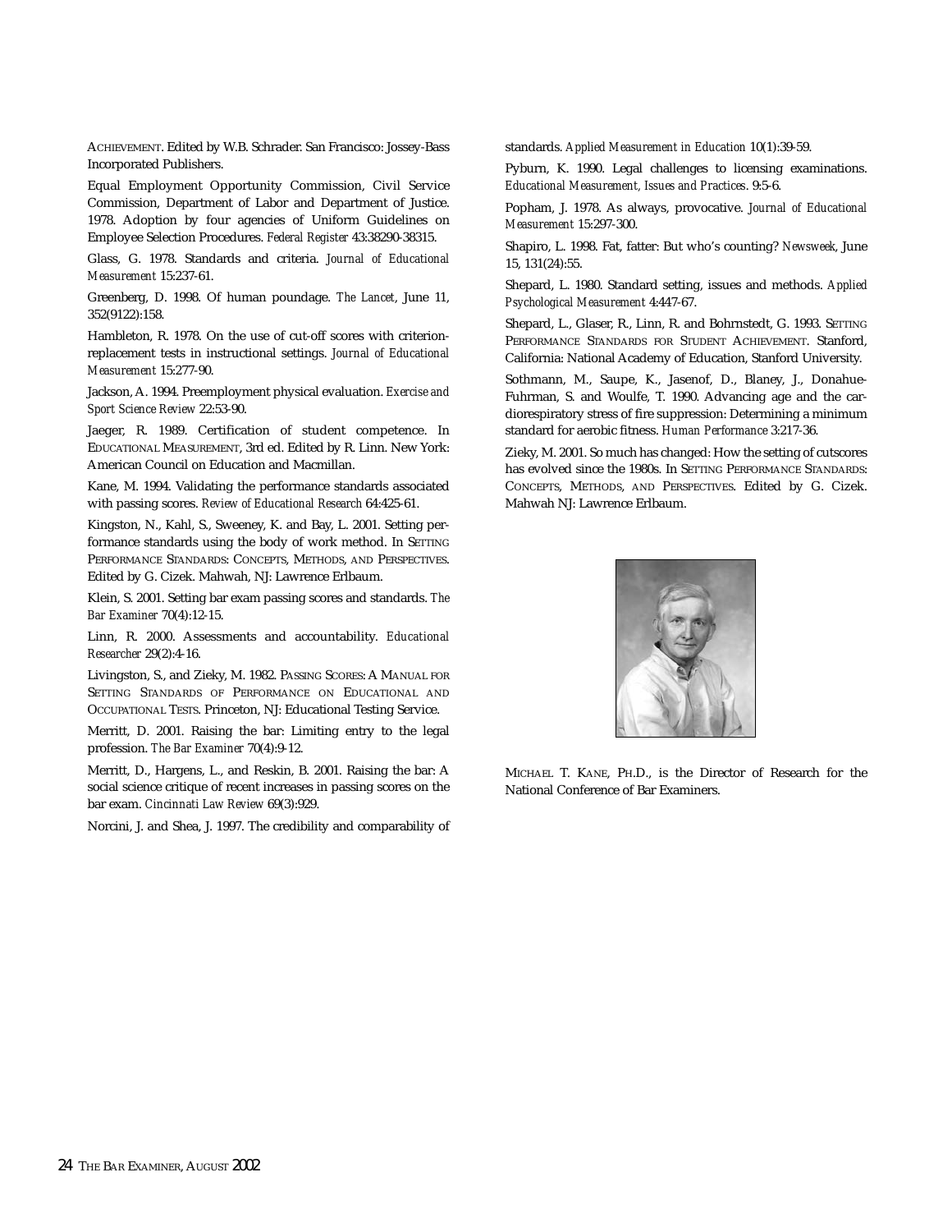ACHIEVEMENT. Edited by W.B. Schrader. San Francisco: Jossey-Bass Incorporated Publishers.

Equal Employment Opportunity Commission, Civil Service Commission, Department of Labor and Department of Justice. 1978. Adoption by four agencies of Uniform Guidelines on Employee Selection Procedures. *Federal Register* 43:38290-38315.

Glass, G. 1978. Standards and criteria. *Journal of Educational Measurement* 15:237-61.

Greenberg, D. 1998. Of human poundage. *The Lancet*, June 11, 352(9122):158.

Hambleton, R. 1978. On the use of cut-off scores with criterion-replacement tests in instructional settings. *Journal of Educational Measurement* 15:277-90.

Jackson, A. 1994. Preemployment physical evaluation. *Exercise and Sport Science Review* 22:53-90.

Jaeger, R. 1989. Certification of student competence. In EDUCATIONAL MEASUREMENT, 3rd ed. Edited by R. Linn. New York: American Council on Education and Macmillan.

Kane, M. 1994. Validating the performance standards associated with passing scores. *Review of Educational Research* 64:425-61.

Kingston, N., Kahl, S., Sweeney, K. and Bay, L. 2001. Setting performance standards using the body of work method. In SETTING PERFORMANCE STANDARDS: CONCEPTS, METHODS, AND PERSPECTIVES. Edited by G. Cizek. Mahwah, NJ: Lawrence Erlbaum.

Klein, S. 2001. Setting bar exam passing scores and standards. *The Bar Examiner* 70(4):12-15.

Linn, R. 2000. Assessments and accountability. *Educational Researcher* 29(2):4-16.

Livingston, S., and Zieky, M. 1982. PASSING SCORES: A MANUAL FOR SETTING STANDARDS OF PERFORMANCE ON EDUCATIONAL AND OCCUPATIONAL TESTS. Princeton, NJ: Educational Testing Service.

Merritt, D. 2001. Raising the bar: Limiting entry to the legal profession. *The Bar Examiner* 70(4):9-12.

Merritt, D., Hargens, L., and Reskin, B. 2001. Raising the bar: A social science critique of recent increases in passing scores on the bar exam. *Cincinnati Law Review* 69(3):929.

Norcini, J. and Shea, J. 1997. The credibility and comparability of standards. *Applied Measurement in Education* 10(1):39-59.

Pyburn, K. 1990. Legal challenges to licensing examinations. *Educational Measurement, Issues and Practices*. 9:5-6.

Popham, J. 1978. As always, provocative. *Journal of Educational Measurement* 15:297-300.

Shapiro, L. 1998. Fat, fatter: But who's counting? *Newsweek*, June 15, 131(24):55.

Shepard, L. 1980. Standard setting, issues and methods. *Applied Psychological Measurement* 4:447-67.

Shepard, L., Glaser, R., Linn, R. and Bohrnstedt, G. 1993. SETTING PERFORMANCE STANDARDS FOR STUDENT ACHIEVEMENT. Stanford, California: National Academy of Education, Stanford University.

Sothmann, M., Saupe, K., Jasenof, D., Blaney, J., Donahue-Fuhrman, S. and Woulfe, T. 1990. Advancing age and the cardiorespiratory stress of fire suppression: Determining a minimum standard for aerobic fitness. *Human Performance* 3:217-36.

Zieky, M. 2001. So much has changed: How the setting of cutscores has evolved since the 1980s. In SETTING PERFORMANCE STANDARDS: CONCEPTS, METHODS, AND PERSPECTIVES. Edited by G. Cizek. Mahwah NJ: Lawrence Erlbaum.

MICHAEL T. KANE, PH.D., is the Director of Research for the National Conference of Bar Examiners.